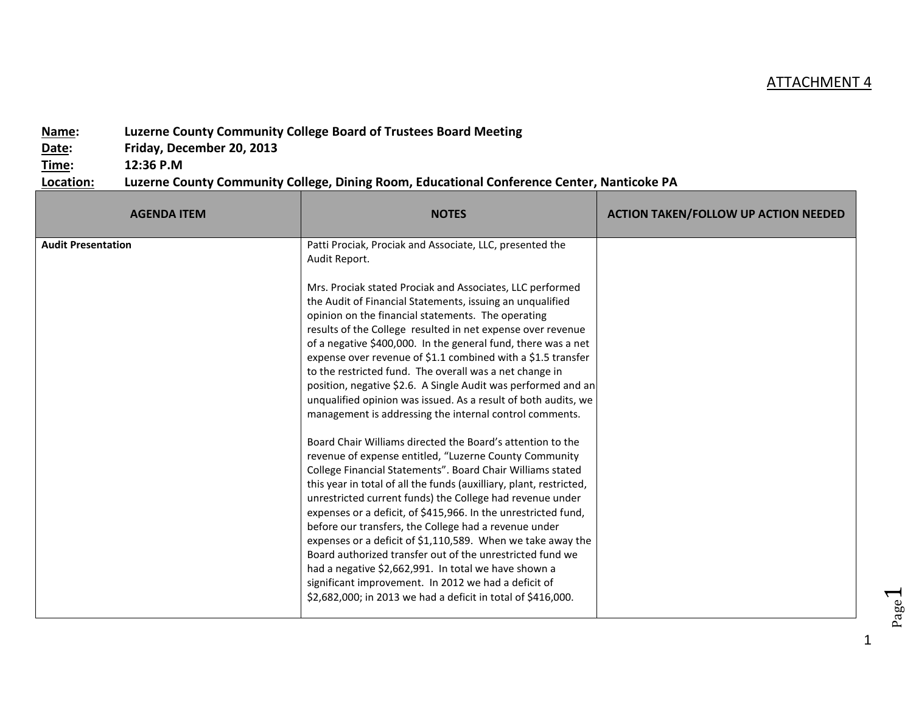ATTACHMENT 4

**Name:** Luzerne County Community College Board of Trustees Board Meeting
**Date:** Friday, December 20, 2013
**Time:** 12:36 P.M
**Location:** Luzerne County Community College, Dining Room, Educational Conference Center, Nanticoke PA

| AGENDA ITEM | NOTES | ACTION TAKEN/FOLLOW UP ACTION NEEDED |
|---|---|---|
| **Audit Presentation** | Patti Prociak, Prociak and Associate, LLC, presented the Audit Report.<br><br>Mrs. Prociak stated Prociak and Associates, LLC performed the Audit of Financial Statements, issuing an unqualified opinion on the financial statements. The operating results of the College resulted in net expense over revenue of a negative $400,000. In the general fund, there was a net expense over revenue of $1.1 combined with a $1.5 transfer to the restricted fund. The overall was a net change in position, negative $2.6. A Single Audit was performed and an unqualified opinion was issued. As a result of both audits, we management is addressing the internal control comments.<br><br>Board Chair Williams directed the Board's attention to the revenue of expense entitled, "Luzerne County Community College Financial Statements". Board Chair Williams stated this year in total of all the funds (auxilliary, plant, restricted, unrestricted current funds) the College had revenue under expenses or a deficit, of $415,966. In the unrestricted fund, before our transfers, the College had a revenue under expenses or a deficit of $1,110,589. When we take away the Board authorized transfer out of the unrestricted fund we had a negative $2,662,991. In total we have shown a significant improvement. In 2012 we had a deficit of $2,682,000; in 2013 we had a deficit in total of $416,000. | |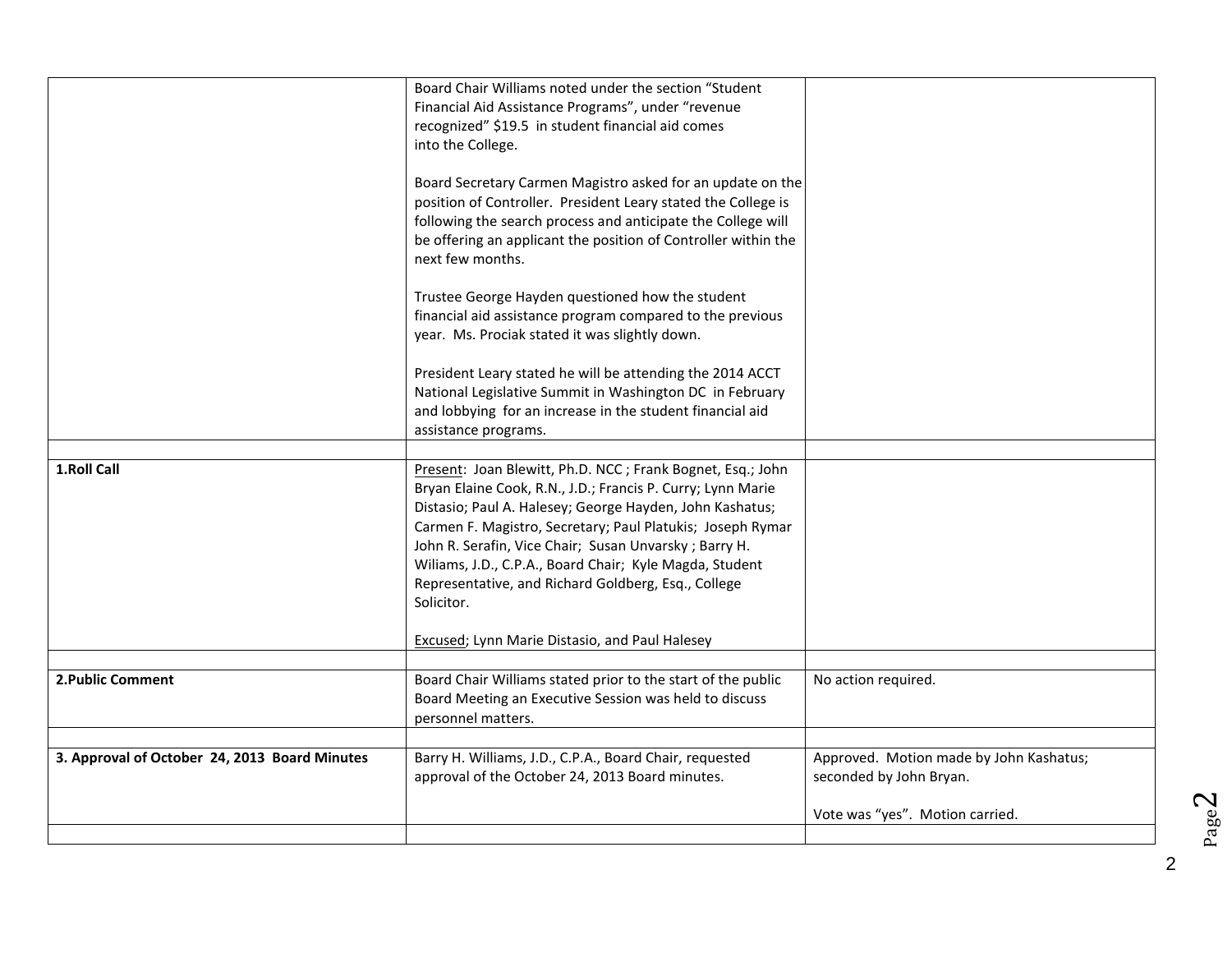| | | |
|---|---|---|
| | Board Chair Williams noted under the section "Student Financial Aid Assistance Programs", under "revenue recognized" $19.5 in student financial aid comes into the College.<br><br>Board Secretary Carmen Magistro asked for an update on the position of Controller. President Leary stated the College is following the search process and anticipate the College will be offering an applicant the position of Controller within the next few months.<br><br>Trustee George Hayden questioned how the student financial aid assistance program compared to the previous year. Ms. Prociak stated it was slightly down.<br><br>President Leary stated he will be attending the 2014 ACCT National Legislative Summit in Washington DC in February and lobbying for an increase in the student financial aid assistance programs. | |
| | | |
| **1.Roll Call** | Present: Joan Blewitt, Ph.D. NCC ; Frank Bognet, Esq.; John Bryan Elaine Cook, R.N., J.D.; Francis P. Curry; Lynn Marie Distasio; Paul A. Halesey; George Hayden, John Kashatus; Carmen F. Magistro, Secretary; Paul Platukis; Joseph Rymar John R. Serafin, Vice Chair; Susan Unvarsky ; Barry H. Wiliams, J.D., C.P.A., Board Chair; Kyle Magda, Student Representative, and Richard Goldberg, Esq., College Solicitor.<br><br>Excused; Lynn Marie Distasio, and Paul Halesey | |
| | | |
| **2.Public Comment** | Board Chair Williams stated prior to the start of the public Board Meeting an Executive Session was held to discuss personnel matters. | No action required. |
| | | |
| **3. Approval of October 24, 2013 Board Minutes** | Barry H. Williams, J.D., C.P.A., Board Chair, requested approval of the October 24, 2013 Board minutes. | Approved. Motion made by John Kashatus; seconded by John Bryan.<br><br>Vote was "yes". Motion carried. |
| | | |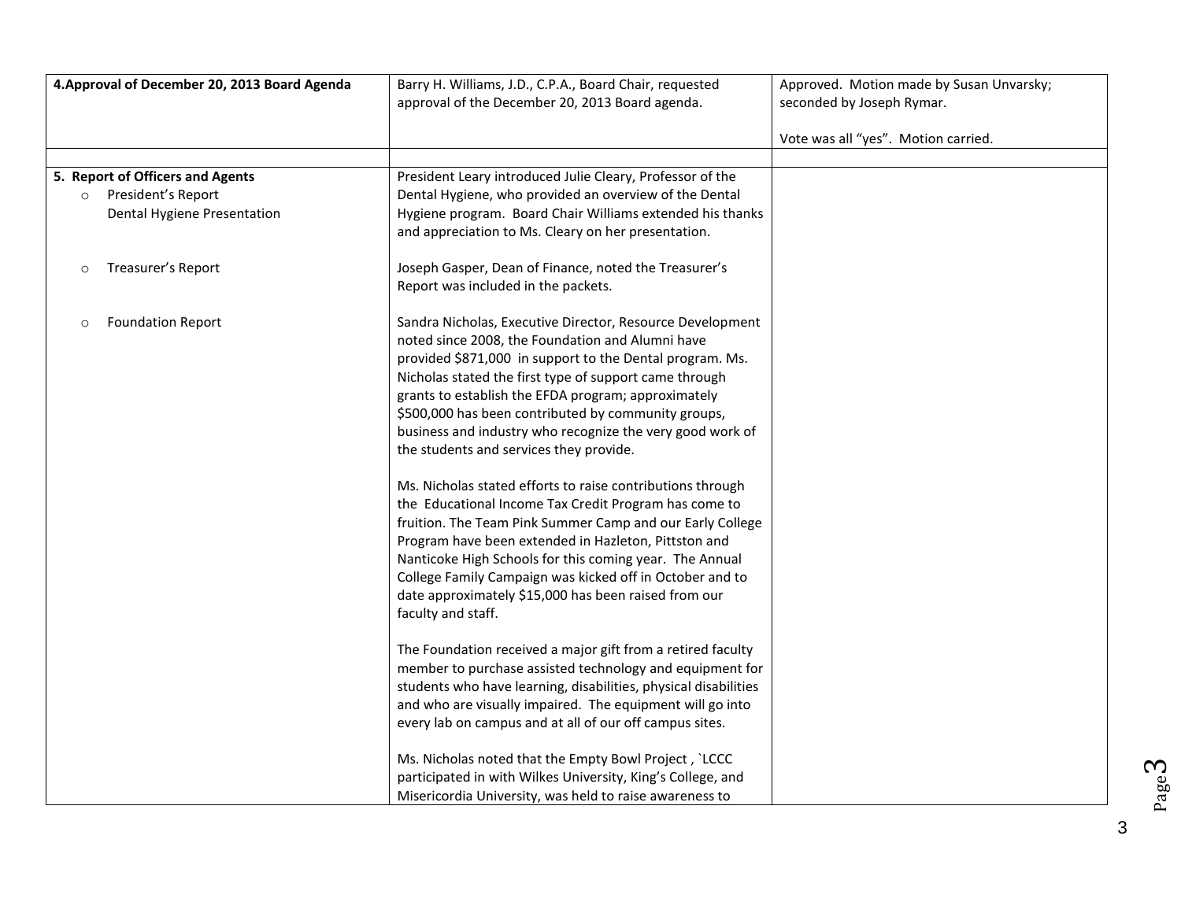| 4. Approval of December 20, 2013 Board Agenda | Barry H. Williams, J.D., C.P.A., Board Chair, requested approval of the December 20, 2013 Board agenda. | Approved. Motion made by Susan Unvarsky; seconded by Joseph Rymar.<br><br>Vote was all "yes". Motion carried. |
|---|---|---|
| | | |
| **5. Report of Officers and Agents**<br>○ President's Report<br>Dental Hygiene Presentation | President Leary introduced Julie Cleary, Professor of the Dental Hygiene, who provided an overview of the Dental Hygiene program. Board Chair Williams extended his thanks and appreciation to Ms. Cleary on her presentation. | |
| ○ Treasurer's Report | Joseph Gasper, Dean of Finance, noted the Treasurer's Report was included in the packets. | |
| ○ Foundation Report | Sandra Nicholas, Executive Director, Resource Development noted since 2008, the Foundation and Alumni have provided $871,000 in support to the Dental program. Ms. Nicholas stated the first type of support came through grants to establish the EFDA program; approximately $500,000 has been contributed by community groups, business and industry who recognize the very good work of the students and services they provide.<br><br>Ms. Nicholas stated efforts to raise contributions through the Educational Income Tax Credit Program has come to fruition. The Team Pink Summer Camp and our Early College Program have been extended in Hazleton, Pittston and Nanticoke High Schools for this coming year. The Annual College Family Campaign was kicked off in October and to date approximately $15,000 has been raised from our faculty and staff.<br><br>The Foundation received a major gift from a retired faculty member to purchase assisted technology and equipment for students who have learning, disabilities, physical disabilities and who are visually impaired. The equipment will go into every lab on campus and at all of our off campus sites.<br><br>Ms. Nicholas noted that the Empty Bowl Project , `LCCC participated in with Wilkes University, King's College, and Misericordia University, was held to raise awareness to | |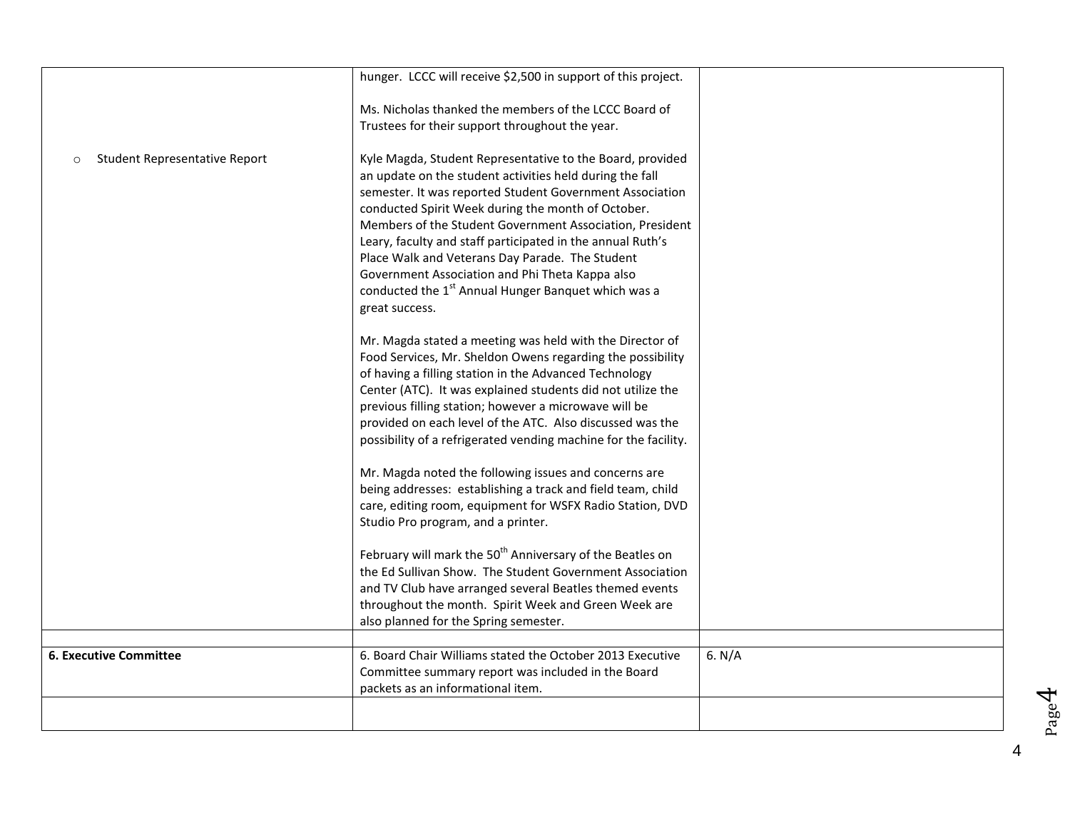| | | |
|---|---|---|
| | hunger. LCCC will receive $2,500 in support of this project.<br><br>Ms. Nicholas thanked the members of the LCCC Board of Trustees for their support throughout the year. | |
| ○ Student Representative Report | Kyle Magda, Student Representative to the Board, provided an update on the student activities held during the fall semester. It was reported Student Government Association conducted Spirit Week during the month of October. Members of the Student Government Association, President Leary, faculty and staff participated in the annual Ruth's Place Walk and Veterans Day Parade. The Student Government Association and Phi Theta Kappa also conducted the 1st Annual Hunger Banquet which was a great success.<br><br>Mr. Magda stated a meeting was held with the Director of Food Services, Mr. Sheldon Owens regarding the possibility of having a filling station in the Advanced Technology Center (ATC). It was explained students did not utilize the previous filling station; however a microwave will be provided on each level of the ATC. Also discussed was the possibility of a refrigerated vending machine for the facility.<br><br>Mr. Magda noted the following issues and concerns are being addresses: establishing a track and field team, child care, editing room, equipment for WSFX Radio Station, DVD Studio Pro program, and a printer.<br><br>February will mark the 50th Anniversary of the Beatles on the Ed Sullivan Show. The Student Government Association and TV Club have arranged several Beatles themed events throughout the month. Spirit Week and Green Week are also planned for the Spring semester. | |
| | | |
| **6. Executive Committee** | 6. Board Chair Williams stated the October 2013 Executive Committee summary report was included in the Board packets as an informational item. | 6. N/A |
| | | |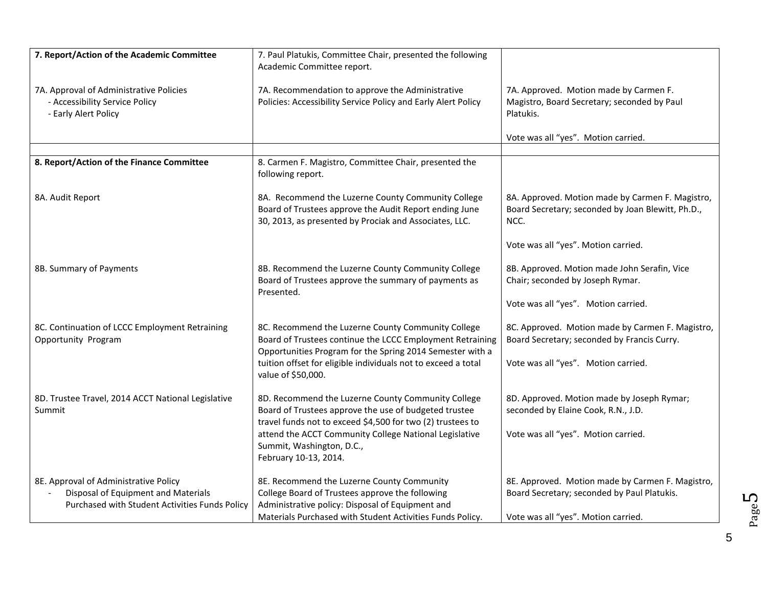| | | |
|---|---|---|
| **7. Report/Action of the Academic Committee** | 7. Paul Platukis, Committee Chair, presented the following Academic Committee report. | |
| 7A. Approval of Administrative Policies<br>- Accessibility Service Policy<br>- Early Alert Policy | 7A. Recommendation to approve the Administrative Policies: Accessibility Service Policy and Early Alert Policy | 7A. Approved. Motion made by Carmen F. Magistro, Board Secretary; seconded by Paul Platukis.<br><br>Vote was all "yes". Motion carried. |
| | | |
| **8. Report/Action of the Finance Committee** | 8. Carmen F. Magistro, Committee Chair, presented the following report. | |
| 8A. Audit Report | 8A. Recommend the Luzerne County Community College Board of Trustees approve the Audit Report ending June 30, 2013, as presented by Prociak and Associates, LLC. | 8A. Approved. Motion made by Carmen F. Magistro, Board Secretary; seconded by Joan Blewitt, Ph.D., NCC.<br><br>Vote was all "yes". Motion carried. |
| 8B. Summary of Payments | 8B. Recommend the Luzerne County Community College Board of Trustees approve the summary of payments as Presented. | 8B. Approved. Motion made John Serafin, Vice Chair; seconded by Joseph Rymar.<br><br>Vote was all "yes". Motion carried. |
| 8C. Continuation of LCCC Employment Retraining Opportunity Program | 8C. Recommend the Luzerne County Community College Board of Trustees continue the LCCC Employment Retraining Opportunities Program for the Spring 2014 Semester with a tuition offset for eligible individuals not to exceed a total value of $50,000. | 8C. Approved. Motion made by Carmen F. Magistro, Board Secretary; seconded by Francis Curry.<br><br>Vote was all "yes". Motion carried. |
| 8D. Trustee Travel, 2014 ACCT National Legislative Summit | 8D. Recommend the Luzerne County Community College Board of Trustees approve the use of budgeted trustee travel funds not to exceed $4,500 for two (2) trustees to attend the ACCT Community College National Legislative Summit, Washington, D.C., February 10-13, 2014. | 8D. Approved. Motion made by Joseph Rymar; seconded by Elaine Cook, R.N., J.D.<br><br>Vote was all "yes". Motion carried. |
| 8E. Approval of Administrative Policy<br>- Disposal of Equipment and Materials Purchased with Student Activities Funds Policy | 8E. Recommend the Luzerne County Community College Board of Trustees approve the following Administrative policy: Disposal of Equipment and Materials Purchased with Student Activities Funds Policy. | 8E. Approved. Motion made by Carmen F. Magistro, Board Secretary; seconded by Paul Platukis.<br><br>Vote was all "yes". Motion carried. |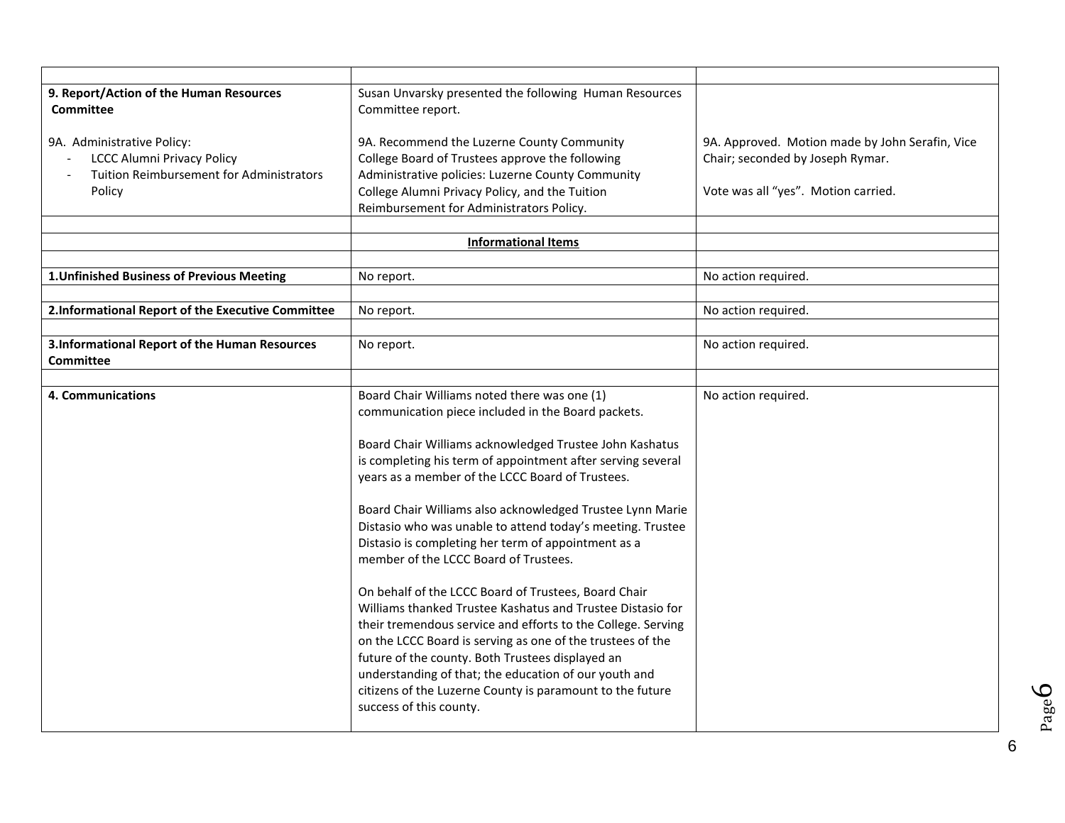| | | |
|---|---|---|
| **9. Report/Action of the Human Resources Committee** | Susan Unvarsky presented the following Human Resources Committee report. | |
| 9A. Administrative Policy:<br>- LCCC Alumni Privacy Policy<br>- Tuition Reimbursement for Administrators Policy | 9A. Recommend the Luzerne County Community College Board of Trustees approve the following Administrative policies: Luzerne County Community College Alumni Privacy Policy, and the Tuition Reimbursement for Administrators Policy. | 9A. Approved. Motion made by John Serafin, Vice Chair; seconded by Joseph Rymar.<br><br>Vote was all "yes". Motion carried. |
| | | |
| | **Informational Items** | |
| | | |
| **1.Unfinished Business of Previous Meeting** | No report. | No action required. |
| | | |
| **2.Informational Report of the Executive Committee** | No report. | No action required. |
| | | |
| **3.Informational Report of the Human Resources Committee** | No report. | No action required. |
| | | |
| **4. Communications** | Board Chair Williams noted there was one (1) communication piece included in the Board packets.<br><br>Board Chair Williams acknowledged Trustee John Kashatus is completing his term of appointment after serving several years as a member of the LCCC Board of Trustees.<br><br>Board Chair Williams also acknowledged Trustee Lynn Marie Distasio who was unable to attend today's meeting. Trustee Distasio is completing her term of appointment as a member of the LCCC Board of Trustees.<br><br>On behalf of the LCCC Board of Trustees, Board Chair Williams thanked Trustee Kashatus and Trustee Distasio for their tremendous service and efforts to the College. Serving on the LCCC Board is serving as one of the trustees of the future of the county. Both Trustees displayed an understanding of that; the education of our youth and citizens of the Luzerne County is paramount to the future success of this county. | No action required. |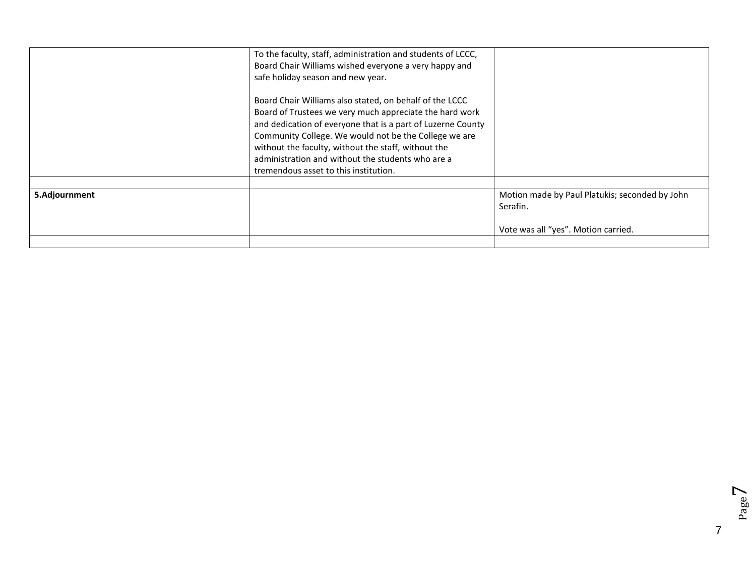| | | |
|---|---|---|
| | To the faculty, staff, administration and students of LCCC, Board Chair Williams wished everyone a very happy and safe holiday season and new year.<br><br>Board Chair Williams also stated, on behalf of the LCCC Board of Trustees we very much appreciate the hard work and dedication of everyone that is a part of Luzerne County Community College. We would not be the College we are without the faculty, without the staff, without the administration and without the students who are a tremendous asset to this institution. | |
| | | |
| **5.Adjournment** | | Motion made by Paul Platukis; seconded by John Serafin.<br><br>Vote was all "yes". Motion carried. |
| | | |